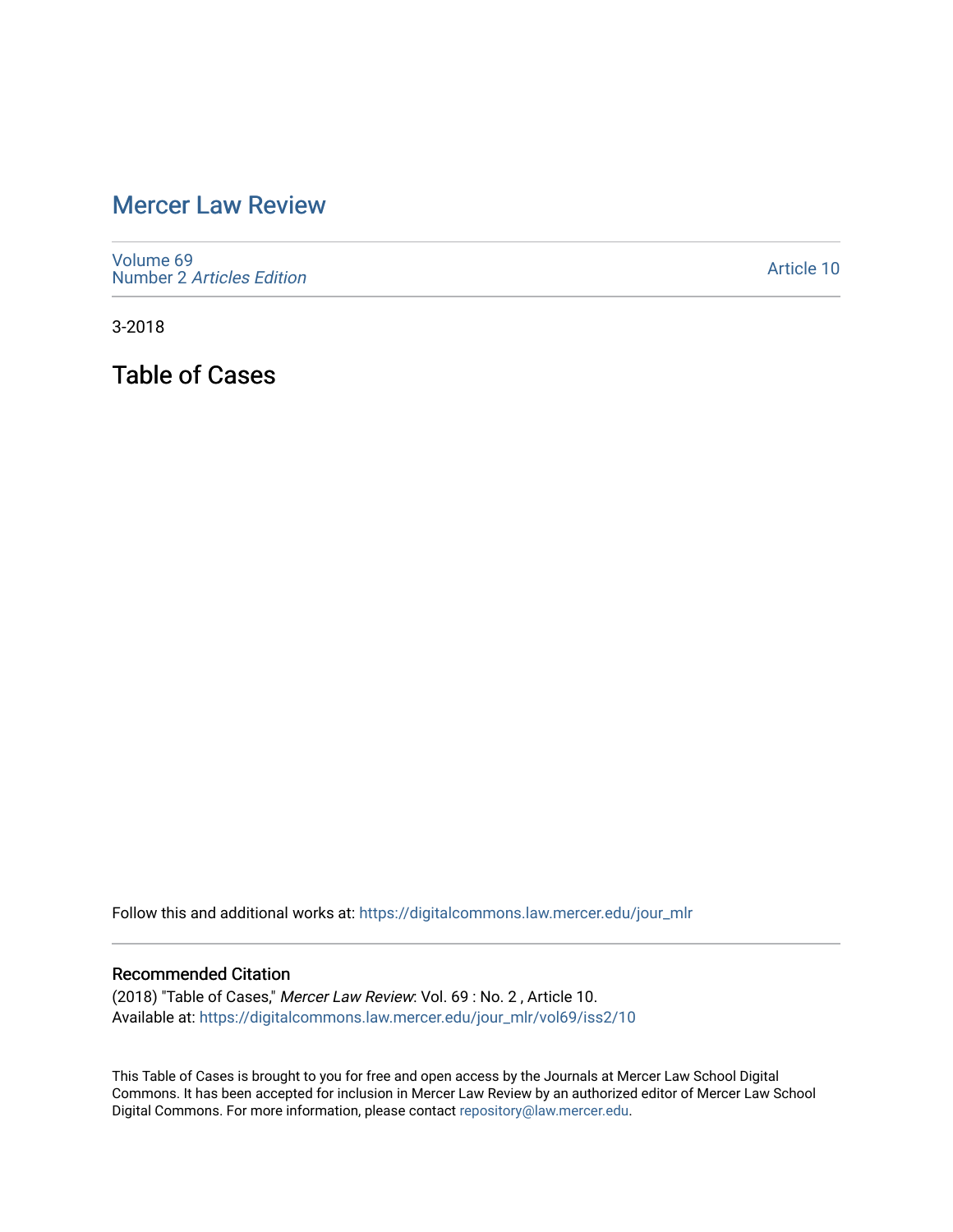# Mercer Law Review

Volume 69
Number 2 *Articles Edition*

Article 10

3-2018

## Table of Cases

Follow this and additional works at: https://digitalcommons.law.mercer.edu/jour_mlr

### Recommended Citation

(2018) "Table of Cases," *Mercer Law Review*: Vol. 69 : No. 2 , Article 10.
Available at: https://digitalcommons.law.mercer.edu/jour_mlr/vol69/iss2/10

This Table of Cases is brought to you for free and open access by the Journals at Mercer Law School Digital Commons. It has been accepted for inclusion in Mercer Law Review by an authorized editor of Mercer Law School Digital Commons. For more information, please contact repository@law.mercer.edu.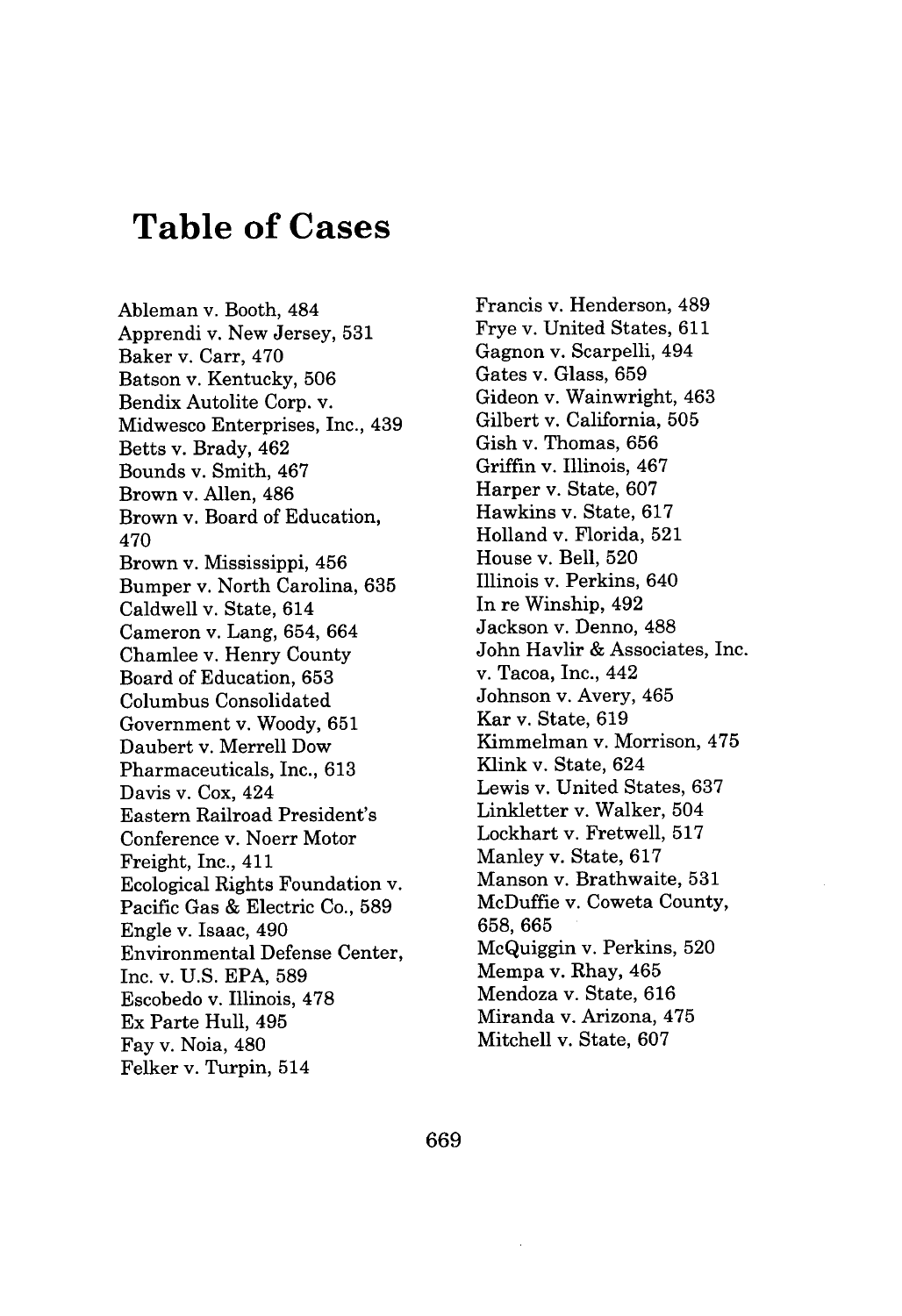# Table of Cases

Ableman v. Booth, 484
Apprendi v. New Jersey, 531
Baker v. Carr, 470
Batson v. Kentucky, 506
Bendix Autolite Corp. v. Midwesco Enterprises, Inc., 439
Betts v. Brady, 462
Bounds v. Smith, 467
Brown v. Allen, 486
Brown v. Board of Education, 470
Brown v. Mississippi, 456
Bumper v. North Carolina, 635
Caldwell v. State, 614
Cameron v. Lang, 654, 664
Chamlee v. Henry County Board of Education, 653
Columbus Consolidated Government v. Woody, 651
Daubert v. Merrell Dow Pharmaceuticals, Inc., 613
Davis v. Cox, 424
Eastern Railroad President's Conference v. Noerr Motor Freight, Inc., 411
Ecological Rights Foundation v. Pacific Gas & Electric Co., 589
Engle v. Isaac, 490
Environmental Defense Center, Inc. v. U.S. EPA, 589
Escobedo v. Illinois, 478
Ex Parte Hull, 495
Fay v. Noia, 480
Felker v. Turpin, 514
Francis v. Henderson, 489
Frye v. United States, 611
Gagnon v. Scarpelli, 494
Gates v. Glass, 659
Gideon v. Wainwright, 463
Gilbert v. California, 505
Gish v. Thomas, 656
Griffin v. Illinois, 467
Harper v. State, 607
Hawkins v. State, 617
Holland v. Florida, 521
House v. Bell, 520
Illinois v. Perkins, 640
In re Winship, 492
Jackson v. Denno, 488
John Havlir & Associates, Inc. v. Tacoa, Inc., 442
Johnson v. Avery, 465
Kar v. State, 619
Kimmelman v. Morrison, 475
Klink v. State, 624
Lewis v. United States, 637
Linkletter v. Walker, 504
Lockhart v. Fretwell, 517
Manley v. State, 617
Manson v. Brathwaite, 531
McDuffie v. Coweta County, 658, 665
McQuiggin v. Perkins, 520
Mempa v. Rhay, 465
Mendoza v. State, 616
Miranda v. Arizona, 475
Mitchell v. State, 607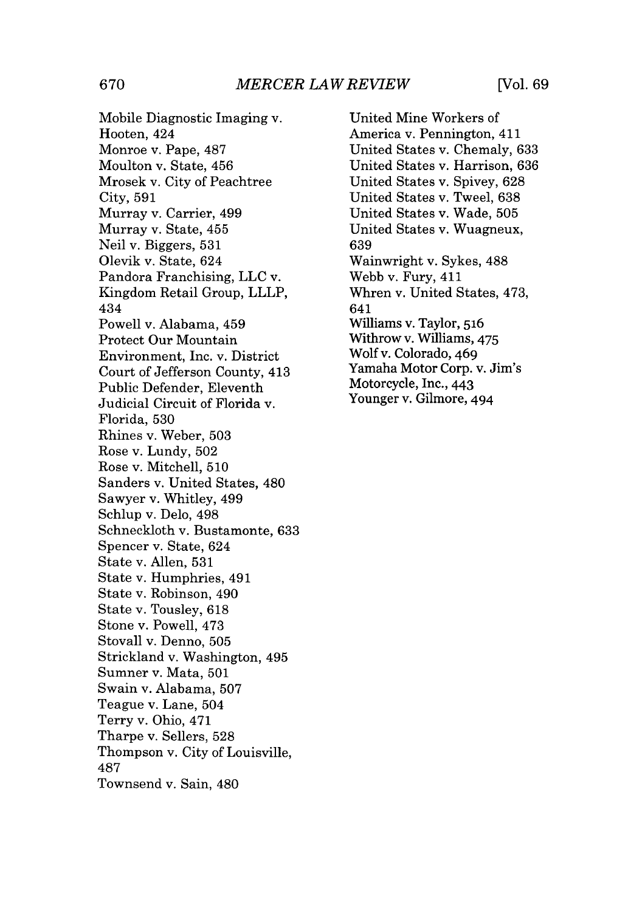Mobile Diagnostic Imaging v. Hooten, 424
Monroe v. Pape, 487
Moulton v. State, 456
Mrosek v. City of Peachtree City, 591
Murray v. Carrier, 499
Murray v. State, 455
Neil v. Biggers, 531
Olevik v. State, 624
Pandora Franchising, LLC v. Kingdom Retail Group, LLLP, 434
Powell v. Alabama, 459
Protect Our Mountain Environment, Inc. v. District Court of Jefferson County, 413
Public Defender, Eleventh Judicial Circuit of Florida v. Florida, 530
Rhines v. Weber, 503
Rose v. Lundy, 502
Rose v. Mitchell, 510
Sanders v. United States, 480
Sawyer v. Whitley, 499
Schlup v. Delo, 498
Schneckloth v. Bustamonte, 633
Spencer v. State, 624
State v. Allen, 531
State v. Humphries, 491
State v. Robinson, 490
State v. Tousley, 618
Stone v. Powell, 473
Stovall v. Denno, 505
Strickland v. Washington, 495
Sumner v. Mata, 501
Swain v. Alabama, 507
Teague v. Lane, 504
Terry v. Ohio, 471
Tharpe v. Sellers, 528
Thompson v. City of Louisville, 487
Townsend v. Sain, 480
United Mine Workers of America v. Pennington, 411
United States v. Chemaly, 633
United States v. Harrison, 636
United States v. Spivey, 628
United States v. Tweel, 638
United States v. Wade, 505
United States v. Wuagneux, 639
Wainwright v. Sykes, 488
Webb v. Fury, 411
Whren v. United States, 473, 641
Williams v. Taylor, 516
Withrow v. Williams, 475
Wolf v. Colorado, 469
Yamaha Motor Corp. v. Jim's Motorcycle, Inc., 443
Younger v. Gilmore, 494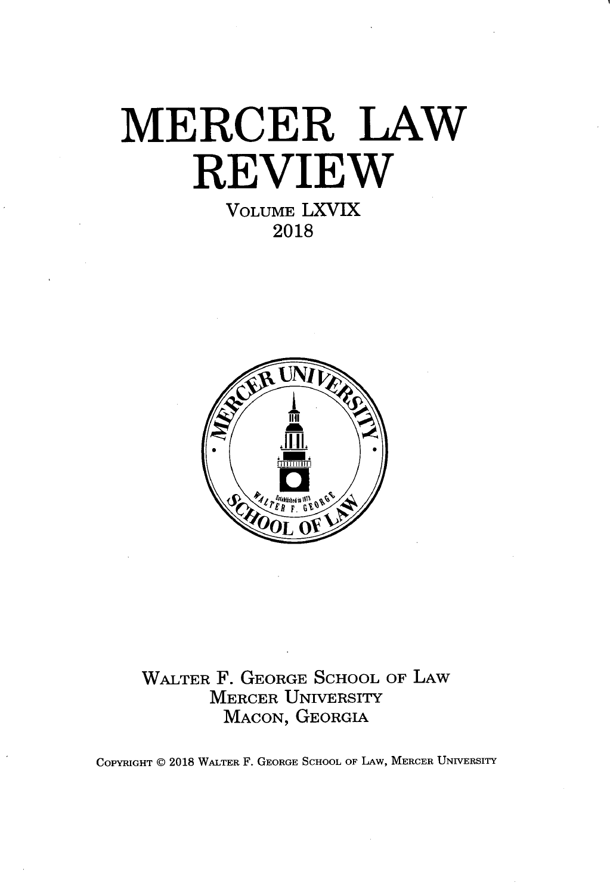# MERCER LAW REVIEW

VOLUME LXVIX

2018

WALTER F. GEORGE SCHOOL OF LAW

MERCER UNIVERSITY

MACON, GEORGIA

COPYRIGHT © 2018 WALTER F. GEORGE SCHOOL OF LAW, MERCER UNIVERSITY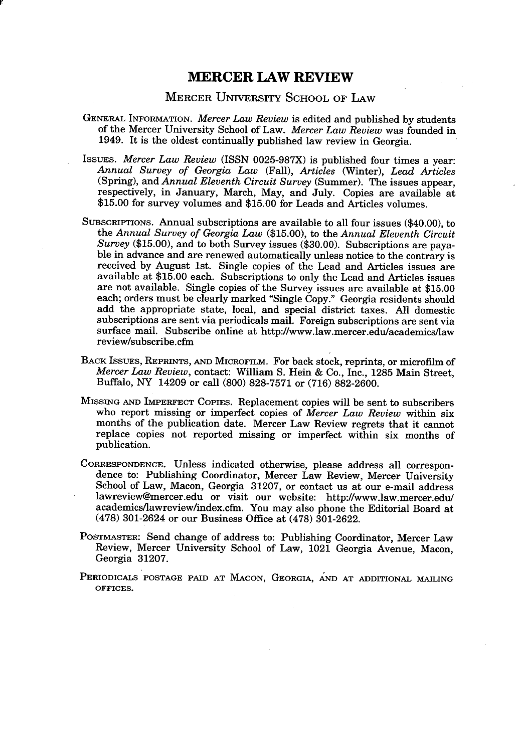# MERCER LAW REVIEW

## MERCER UNIVERSITY SCHOOL OF LAW

GENERAL INFORMATION. *Mercer Law Review* is edited and published by students of the Mercer University School of Law. *Mercer Law Review* was founded in 1949. It is the oldest continually published law review in Georgia.

ISSUES. *Mercer Law Review* (ISSN 0025-987X) is published four times a year: *Annual Survey of Georgia Law* (Fall), *Articles* (Winter), *Lead Articles* (Spring), and *Annual Eleventh Circuit Survey* (Summer). The issues appear, respectively, in January, March, May, and July. Copies are available at $15.00 for survey volumes and $15.00 for Leads and Articles volumes.

SUBSCRIPTIONS. Annual subscriptions are available to all four issues ($40.00), to the *Annual Survey of Georgia Law* ($15.00), to the *Annual Eleventh Circuit Survey* ($15.00), and to both Survey issues ($30.00). Subscriptions are payable in advance and are renewed automatically unless notice to the contrary is received by August 1st. Single copies of the Lead and Articles issues are available at $15.00 each. Subscriptions to only the Lead and Articles issues are not available. Single copies of the Survey issues are available at $15.00 each; orders must be clearly marked "Single Copy." Georgia residents should add the appropriate state, local, and special district taxes. All domestic subscriptions are sent via periodicals mail. Foreign subscriptions are sent via surface mail. Subscribe online at http://www.law.mercer.edu/academics/lawreview/subscribe.cfm

BACK ISSUES, REPRINTS, AND MICROFILM. For back stock, reprints, or microfilm of *Mercer Law Review*, contact: William S. Hein & Co., Inc., 1285 Main Street, Buffalo, NY 14209 or call (800) 828-7571 or (716) 882-2600.

MISSING AND IMPERFECT COPIES. Replacement copies will be sent to subscribers who report missing or imperfect copies of *Mercer Law Review* within six months of the publication date. Mercer Law Review regrets that it cannot replace copies not reported missing or imperfect within six months of publication.

CORRESPONDENCE. Unless indicated otherwise, please address all correspondence to: Publishing Coordinator, Mercer Law Review, Mercer University School of Law, Macon, Georgia 31207, or contact us at our e-mail address lawreview@mercer.edu or visit our website: http://www.law.mercer.edu/academics/lawreview/index.cfm. You may also phone the Editorial Board at (478) 301-2624 or our Business Office at (478) 301-2622.

POSTMASTER: Send change of address to: Publishing Coordinator, Mercer Law Review, Mercer University School of Law, 1021 Georgia Avenue, Macon, Georgia 31207.

PERIODICALS POSTAGE PAID AT MACON, GEORGIA, AND AT ADDITIONAL MAILING OFFICES.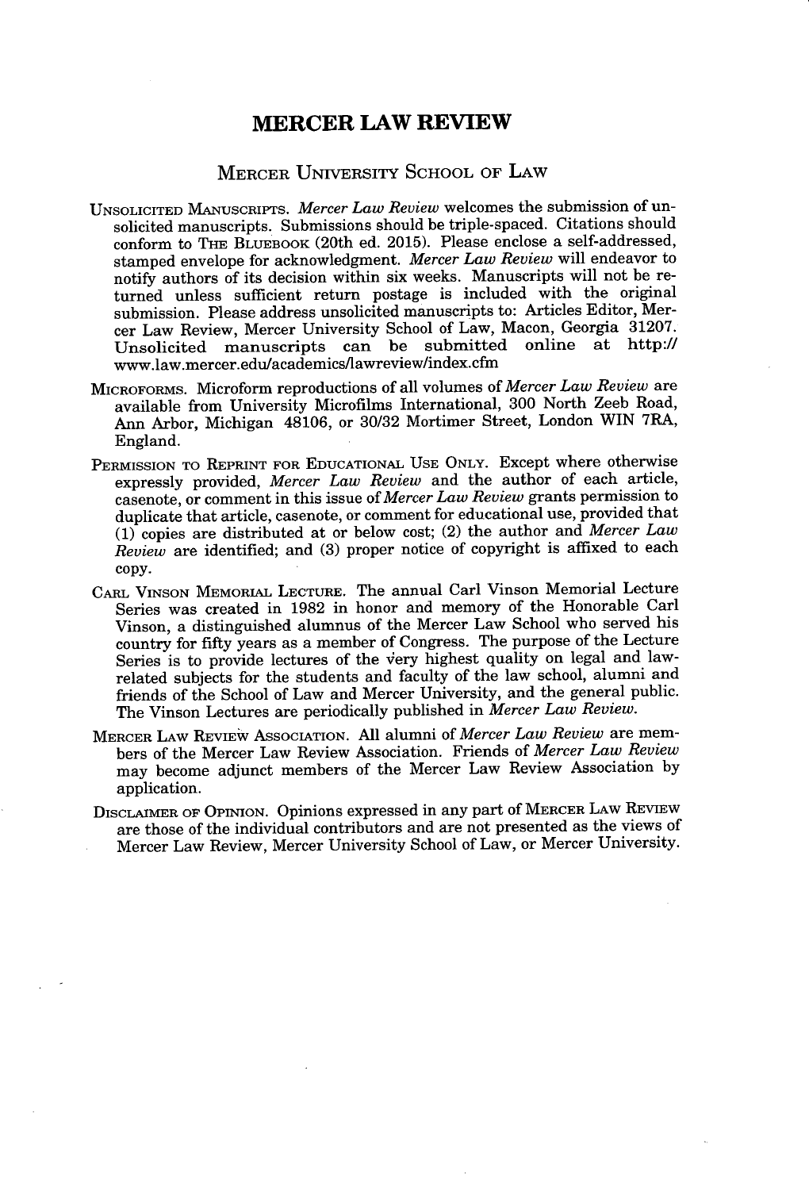# MERCER LAW REVIEW

## MERCER UNIVERSITY SCHOOL OF LAW

UNSOLICITED MANUSCRIPTS. *Mercer Law Review* welcomes the submission of unsolicited manuscripts. Submissions should be triple-spaced. Citations should conform to THE BLUEBOOK (20th ed. 2015). Please enclose a self-addressed, stamped envelope for acknowledgment. *Mercer Law Review* will endeavor to notify authors of its decision within six weeks. Manuscripts will not be returned unless sufficient return postage is included with the original submission. Please address unsolicited manuscripts to: Articles Editor, Mercer Law Review, Mercer University School of Law, Macon, Georgia 31207. Unsolicited manuscripts can be submitted online at http://www.law.mercer.edu/academics/lawreview/index.cfm

MICROFORMS. Microform reproductions of all volumes of *Mercer Law Review* are available from University Microfilms International, 300 North Zeeb Road, Ann Arbor, Michigan 48106, or 30/32 Mortimer Street, London WIN 7RA, England.

PERMISSION TO REPRINT FOR EDUCATIONAL USE ONLY. Except where otherwise expressly provided, *Mercer Law Review* and the author of each article, casenote, or comment in this issue of *Mercer Law Review* grants permission to duplicate that article, casenote, or comment for educational use, provided that (1) copies are distributed at or below cost; (2) the author and *Mercer Law Review* are identified; and (3) proper notice of copyright is affixed to each copy.

CARL VINSON MEMORIAL LECTURE. The annual Carl Vinson Memorial Lecture Series was created in 1982 in honor and memory of the Honorable Carl Vinson, a distinguished alumnus of the Mercer Law School who served his country for fifty years as a member of Congress. The purpose of the Lecture Series is to provide lectures of the very highest quality on legal and law-related subjects for the students and faculty of the law school, alumni and friends of the School of Law and Mercer University, and the general public. The Vinson Lectures are periodically published in *Mercer Law Review*.

MERCER LAW REVIEW ASSOCIATION. All alumni of *Mercer Law Review* are members of the Mercer Law Review Association. Friends of *Mercer Law Review* may become adjunct members of the Mercer Law Review Association by application.

DISCLAIMER OF OPINION. Opinions expressed in any part of MERCER LAW REVIEW are those of the individual contributors and are not presented as the views of Mercer Law Review, Mercer University School of Law, or Mercer University.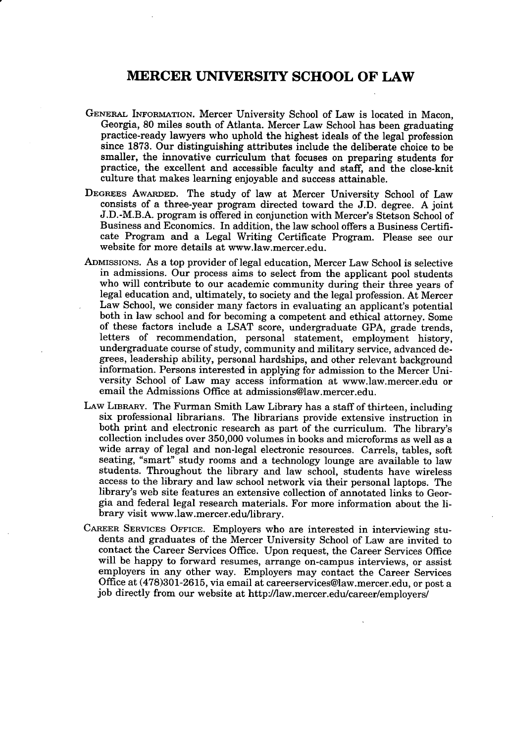# MERCER UNIVERSITY SCHOOL OF LAW

GENERAL INFORMATION. Mercer University School of Law is located in Macon, Georgia, 80 miles south of Atlanta. Mercer Law School has been graduating practice-ready lawyers who uphold the highest ideals of the legal profession since 1873. Our distinguishing attributes include the deliberate choice to be smaller, the innovative curriculum that focuses on preparing students for practice, the excellent and accessible faculty and staff, and the close-knit culture that makes learning enjoyable and success attainable.

DEGREES AWARDED. The study of law at Mercer University School of Law consists of a three-year program directed toward the J.D. degree. A joint J.D.-M.B.A. program is offered in conjunction with Mercer's Stetson School of Business and Economics. In addition, the law school offers a Business Certificate Program and a Legal Writing Certificate Program. Please see our website for more details at www.law.mercer.edu.

ADMISSIONS. As a top provider of legal education, Mercer Law School is selective in admissions. Our process aims to select from the applicant pool students who will contribute to our academic community during their three years of legal education and, ultimately, to society and the legal profession. At Mercer Law School, we consider many factors in evaluating an applicant's potential both in law school and for becoming a competent and ethical attorney. Some of these factors include a LSAT score, undergraduate GPA, grade trends, letters of recommendation, personal statement, employment history, undergraduate course of study, community and military service, advanced degrees, leadership ability, personal hardships, and other relevant background information. Persons interested in applying for admission to the Mercer University School of Law may access information at www.law.mercer.edu or email the Admissions Office at admissions@law.mercer.edu.

LAW LIBRARY. The Furman Smith Law Library has a staff of thirteen, including six professional librarians. The librarians provide extensive instruction in both print and electronic research as part of the curriculum. The library's collection includes over 350,000 volumes in books and microforms as well as a wide array of legal and non-legal electronic resources. Carrels, tables, soft seating, "smart" study rooms and a technology lounge are available to law students. Throughout the library and law school, students have wireless access to the library and law school network via their personal laptops. The library's web site features an extensive collection of annotated links to Georgia and federal legal research materials. For more information about the library visit www.law.mercer.edu/library.

CAREER SERVICES OFFICE. Employers who are interested in interviewing students and graduates of the Mercer University School of Law are invited to contact the Career Services Office. Upon request, the Career Services Office will be happy to forward resumes, arrange on-campus interviews, or assist employers in any other way. Employers may contact the Career Services Office at (478)301-2615, via email at careerservices@law.mercer.edu, or post a job directly from our website at http://law.mercer.edu/career/employers/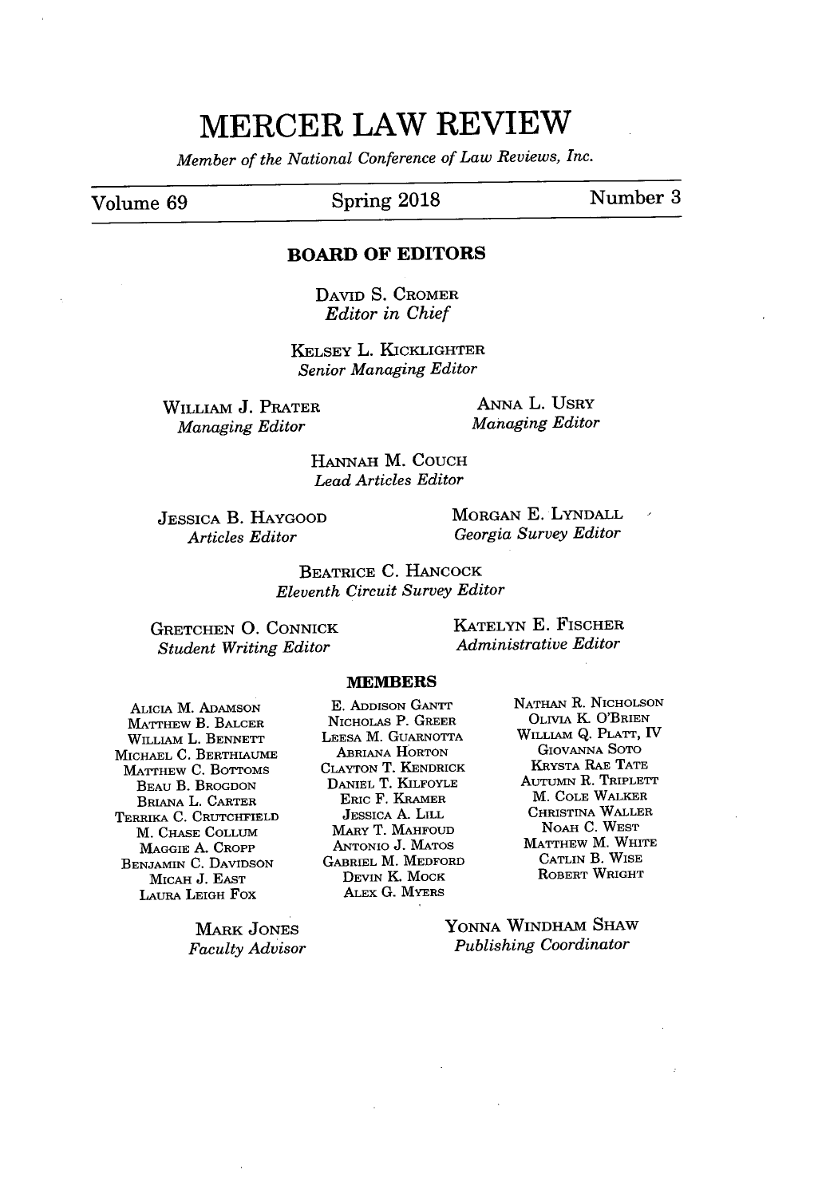# MERCER LAW REVIEW

*Member of the National Conference of Law Reviews, Inc.*

Volume 69 | Spring 2018 | Number 3

## BOARD OF EDITORS

DAVID S. CROMER
*Editor in Chief*

KELSEY L. KICKLIGHTER
*Senior Managing Editor*

WILLIAM J. PRATER
*Managing Editor*

ANNA L. USRY
*Managing Editor*

HANNAH M. COUCH
*Lead Articles Editor*

JESSICA B. HAYGOOD
*Articles Editor*

MORGAN E. LYNDALL
*Georgia Survey Editor*

BEATRICE C. HANCOCK
*Eleventh Circuit Survey Editor*

GRETCHEN O. CONNICK
*Student Writing Editor*

KATELYN E. FISCHER
*Administrative Editor*

### MEMBERS

ALICIA M. ADAMSON
MATTHEW B. BALCER
WILLIAM L. BENNETT
MICHAEL C. BERTHIAUME
MATTHEW C. BOTTOMS
BEAU B. BROGDON
BRIANA L. CARTER
TERRIKA C. CRUTCHFIELD
M. CHASE COLLUM
MAGGIE A. CROPP
BENJAMIN C. DAVIDSON
MICAH J. EAST
LAURA LEIGH FOX

E. ADDISON GANTT
NICHOLAS P. GREER
LEESA M. GUARNOTTA
ABRIANA HORTON
CLAYTON T. KENDRICK
DANIEL T. KILFOYLE
ERIC F. KRAMER
JESSICA A. LILL
MARY T. MAHFOUD
ANTONIO J. MATOS
GABRIEL M. MEDFORD
DEVIN K. MOCK
ALEX G. MYERS

NATHAN R. NICHOLSON
OLIVIA K. O'BRIEN
WILLIAM Q. PLATT, IV
GIOVANNA SOTO
KRYSTA RAE TATE
AUTUMN R. TRIPLETT
M. COLE WALKER
CHRISTINA WALLER
NOAH C. WEST
MATTHEW M. WHITE
CATLIN B. WISE
ROBERT WRIGHT

MARK JONES
*Faculty Advisor*

YONNA WINDHAM SHAW
*Publishing Coordinator*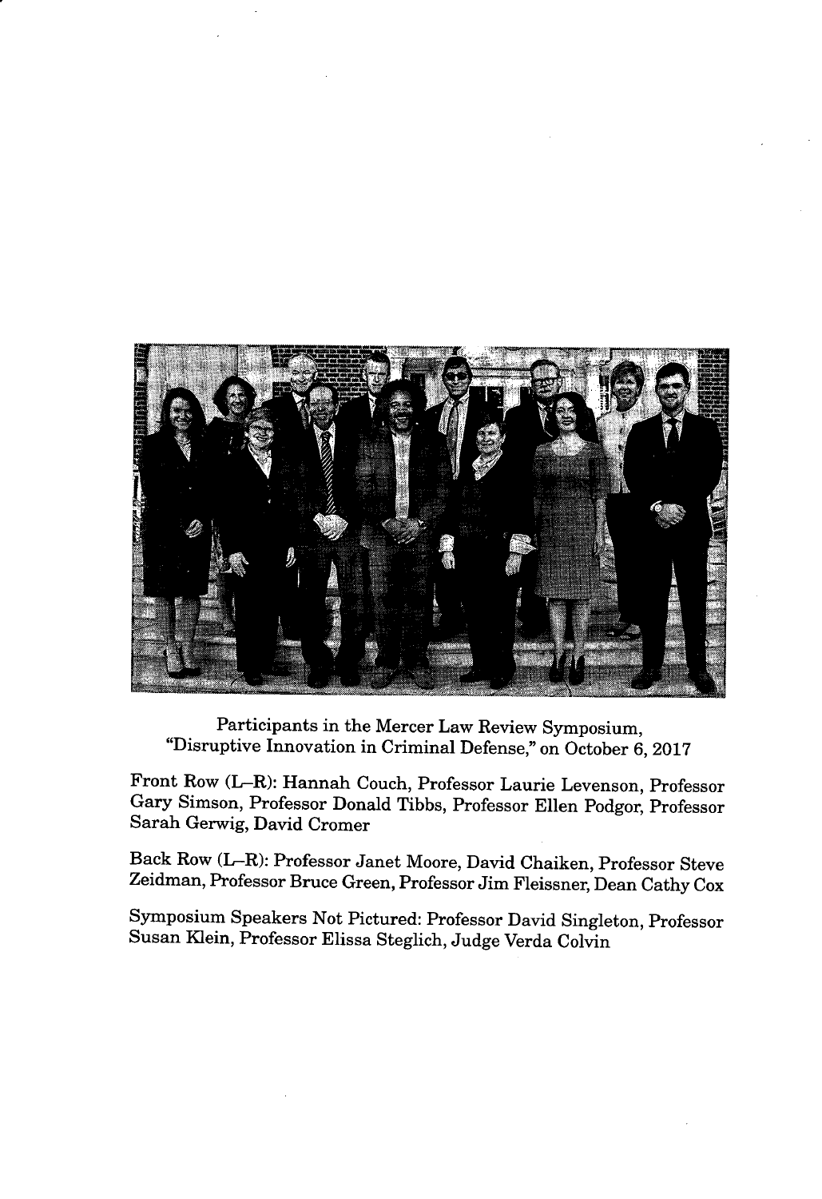Participants in the Mercer Law Review Symposium,
"Disruptive Innovation in Criminal Defense," on October 6, 2017

Front Row (L–R): Hannah Couch, Professor Laurie Levenson, Professor Gary Simson, Professor Donald Tibbs, Professor Ellen Podgor, Professor Sarah Gerwig, David Cromer

Back Row (L–R): Professor Janet Moore, David Chaiken, Professor Steve Zeidman, Professor Bruce Green, Professor Jim Fleissner, Dean Cathy Cox

Symposium Speakers Not Pictured: Professor David Singleton, Professor Susan Klein, Professor Elissa Steglich, Judge Verda Colvin